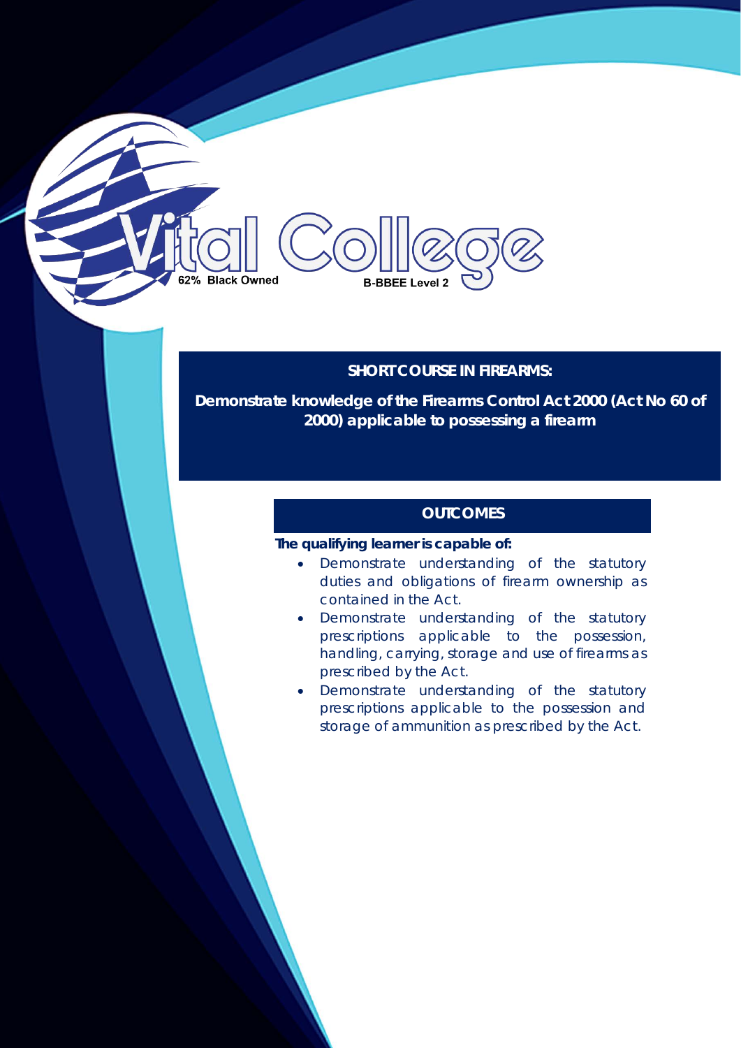Vital College

62% Black Owned

B-BBEE Level 2

## SHORT COURSE IN FIREARMS:

**Demonstrate knowledge of the Firearms Control Act 2000 (Act No 60 of 2000) applicable to possessing a firearm**

### OUTCOMES

**The qualifying learner is capable of:**

- Demonstrate understanding of the statutory duties and obligations of firearm ownership as contained in the Act.
- Demonstrate understanding of the statutory prescriptions applicable to the possession, handling, carrying, storage and use of firearms as prescribed by the Act.
- Demonstrate understanding of the statutory prescriptions applicable to the possession and storage of ammunition as prescribed by the Act.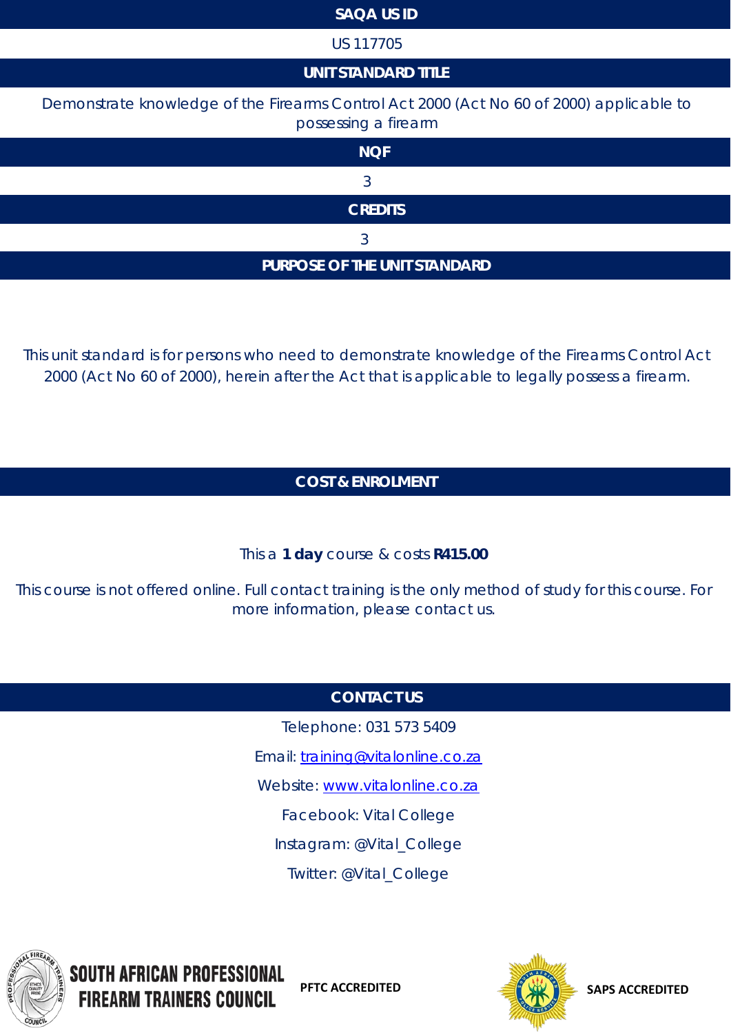## SAQA US ID

US 117705

## UNIT STANDARD TITLE

Demonstrate knowledge of the Firearms Control Act 2000 (Act No 60 of 2000) applicable to possessing a firearm

## NQF

3

## CREDITS

3

## PURPOSE OF THE UNIT STANDARD

This unit standard is for persons who need to demonstrate knowledge of the Firearms Control Act 2000 (Act No 60 of 2000), herein after the Act that is applicable to legally possess a firearm.

## COST & ENROLMENT

This a **1 day** course & costs **R415.00**

This course is not offered online. Full contact training is the only method of study for this course. For more information, please contact us.

## CONTACT US

Telephone: 031 573 5409

Email: training@vitalonline.co.za

Website: www.vitalonline.co.za

Facebook: Vital College

Instagram: @Vital_College

Twitter: @Vital_College

SOUTH AFRICAN PROFESSIONAL FIREARM TRAINERS COUNCIL

PFTC ACCREDITED

SAPS ACCREDITED